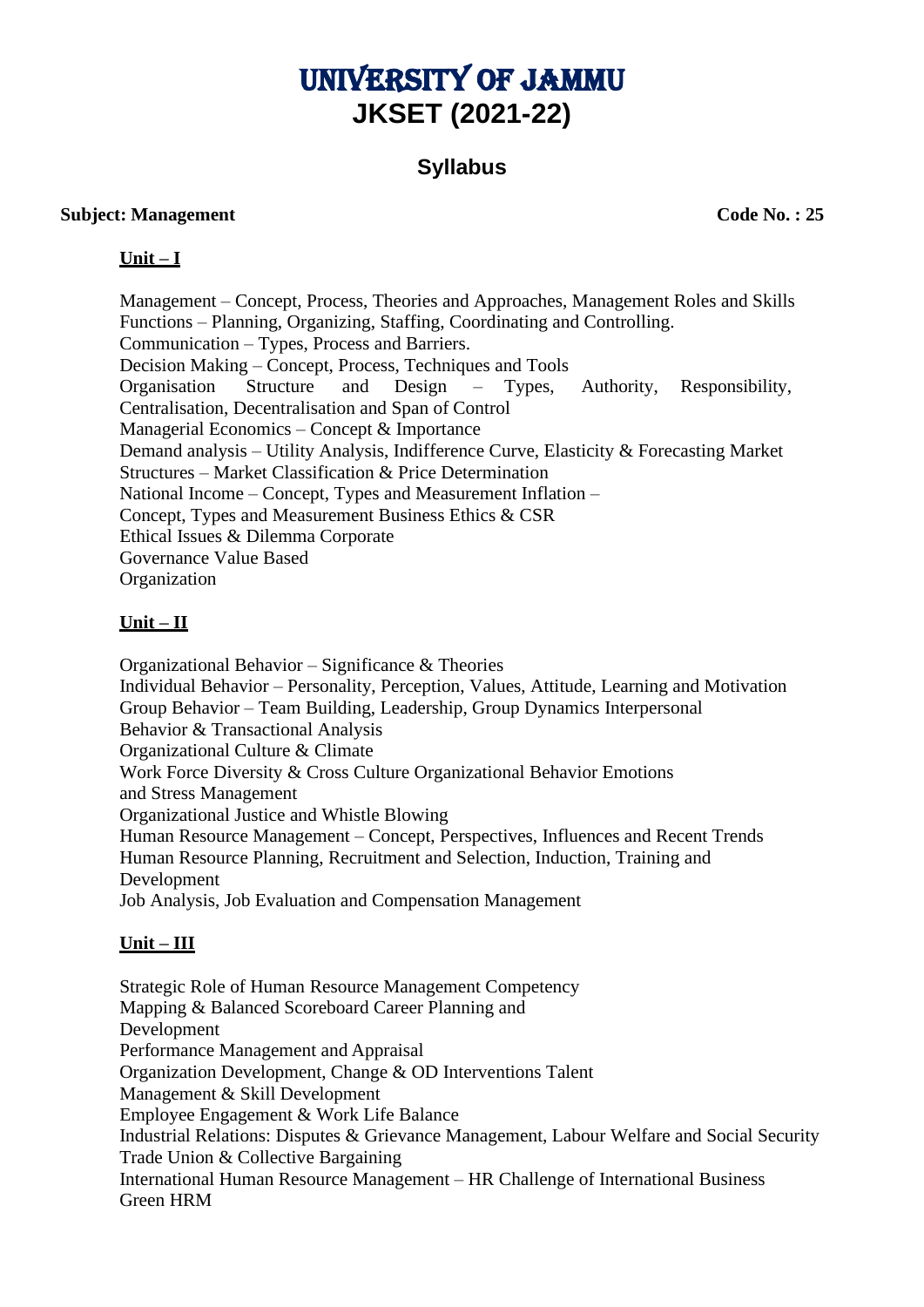# UNIVERSITY OF JAMMU
# JKSET (2021-22)

## Syllabus

**Subject: Management** **Code No. : 25**

### Unit – I

Management – Concept, Process, Theories and Approaches, Management Roles and Skills
Functions – Planning, Organizing, Staffing, Coordinating and Controlling.
Communication – Types, Process and Barriers.
Decision Making – Concept, Process, Techniques and Tools
Organisation Structure and Design – Types, Authority, Responsibility, Centralisation, Decentralisation and Span of Control
Managerial Economics – Concept & Importance
Demand analysis – Utility Analysis, Indifference Curve, Elasticity & Forecasting Market
Structures – Market Classification & Price Determination
National Income – Concept, Types and Measurement Inflation –
Concept, Types and Measurement Business Ethics & CSR
Ethical Issues & Dilemma Corporate
Governance Value Based
Organization

### Unit – II

Organizational Behavior – Significance & Theories
Individual Behavior – Personality, Perception, Values, Attitude, Learning and Motivation
Group Behavior – Team Building, Leadership, Group Dynamics Interpersonal
Behavior & Transactional Analysis
Organizational Culture & Climate
Work Force Diversity & Cross Culture Organizational Behavior Emotions
and Stress Management
Organizational Justice and Whistle Blowing
Human Resource Management – Concept, Perspectives, Influences and Recent Trends
Human Resource Planning, Recruitment and Selection, Induction, Training and
Development
Job Analysis, Job Evaluation and Compensation Management

### Unit – III

Strategic Role of Human Resource Management Competency
Mapping & Balanced Scoreboard Career Planning and
Development
Performance Management and Appraisal
Organization Development, Change & OD Interventions Talent
Management & Skill Development
Employee Engagement & Work Life Balance
Industrial Relations: Disputes & Grievance Management, Labour Welfare and Social Security
Trade Union & Collective Bargaining
International Human Resource Management – HR Challenge of International Business
Green HRM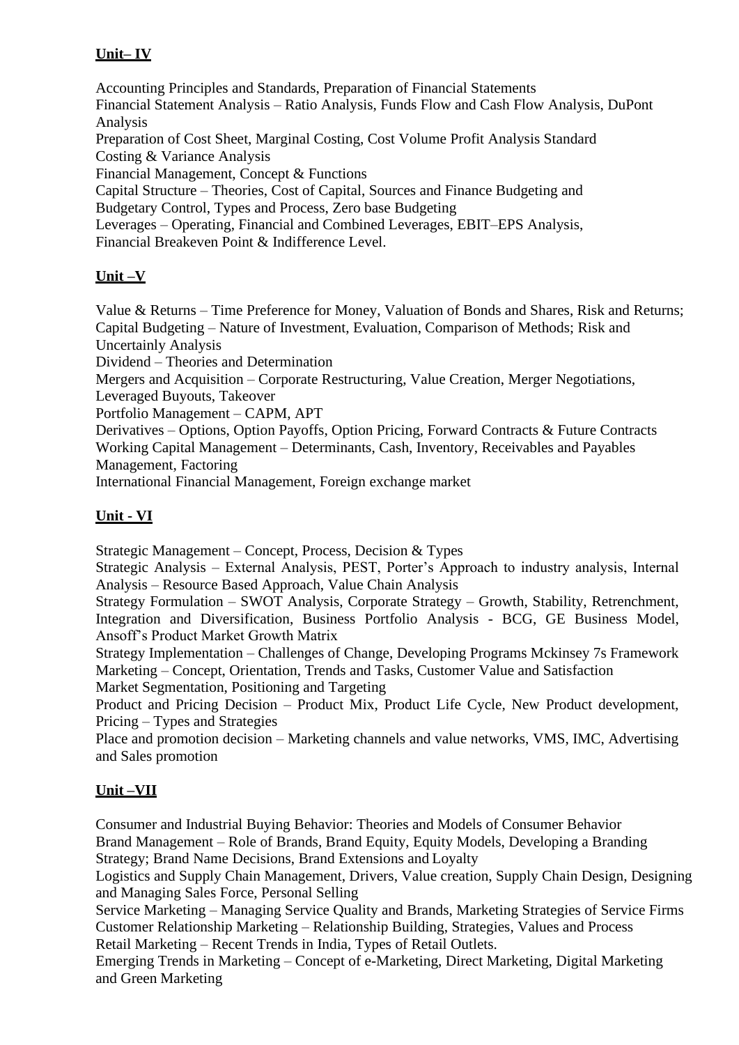## Unit– IV

Accounting Principles and Standards, Preparation of Financial Statements
Financial Statement Analysis – Ratio Analysis, Funds Flow and Cash Flow Analysis, DuPont Analysis
Preparation of Cost Sheet, Marginal Costing, Cost Volume Profit Analysis Standard Costing & Variance Analysis
Financial Management, Concept & Functions
Capital Structure – Theories, Cost of Capital, Sources and Finance Budgeting and Budgetary Control, Types and Process, Zero base Budgeting
Leverages – Operating, Financial and Combined Leverages, EBIT–EPS Analysis, Financial Breakeven Point & Indifference Level.

## Unit –V

Value & Returns – Time Preference for Money, Valuation of Bonds and Shares, Risk and Returns; Capital Budgeting – Nature of Investment, Evaluation, Comparison of Methods; Risk and Uncertainly Analysis
Dividend – Theories and Determination
Mergers and Acquisition – Corporate Restructuring, Value Creation, Merger Negotiations, Leveraged Buyouts, Takeover
Portfolio Management – CAPM, APT
Derivatives – Options, Option Payoffs, Option Pricing, Forward Contracts & Future Contracts
Working Capital Management – Determinants, Cash, Inventory, Receivables and Payables Management, Factoring
International Financial Management, Foreign exchange market

## Unit - VI

Strategic Management – Concept, Process, Decision & Types
Strategic Analysis – External Analysis, PEST, Porter's Approach to industry analysis, Internal Analysis – Resource Based Approach, Value Chain Analysis
Strategy Formulation – SWOT Analysis, Corporate Strategy – Growth, Stability, Retrenchment, Integration and Diversification, Business Portfolio Analysis - BCG, GE Business Model, Ansoff's Product Market Growth Matrix
Strategy Implementation – Challenges of Change, Developing Programs Mckinsey 7s Framework
Marketing – Concept, Orientation, Trends and Tasks, Customer Value and Satisfaction
Market Segmentation, Positioning and Targeting
Product and Pricing Decision – Product Mix, Product Life Cycle, New Product development, Pricing – Types and Strategies
Place and promotion decision – Marketing channels and value networks, VMS, IMC, Advertising and Sales promotion

## Unit –VII

Consumer and Industrial Buying Behavior: Theories and Models of Consumer Behavior
Brand Management – Role of Brands, Brand Equity, Equity Models, Developing a Branding Strategy; Brand Name Decisions, Brand Extensions and Loyalty
Logistics and Supply Chain Management, Drivers, Value creation, Supply Chain Design, Designing and Managing Sales Force, Personal Selling
Service Marketing – Managing Service Quality and Brands, Marketing Strategies of Service Firms
Customer Relationship Marketing – Relationship Building, Strategies, Values and Process
Retail Marketing – Recent Trends in India, Types of Retail Outlets.
Emerging Trends in Marketing – Concept of e-Marketing, Direct Marketing, Digital Marketing and Green Marketing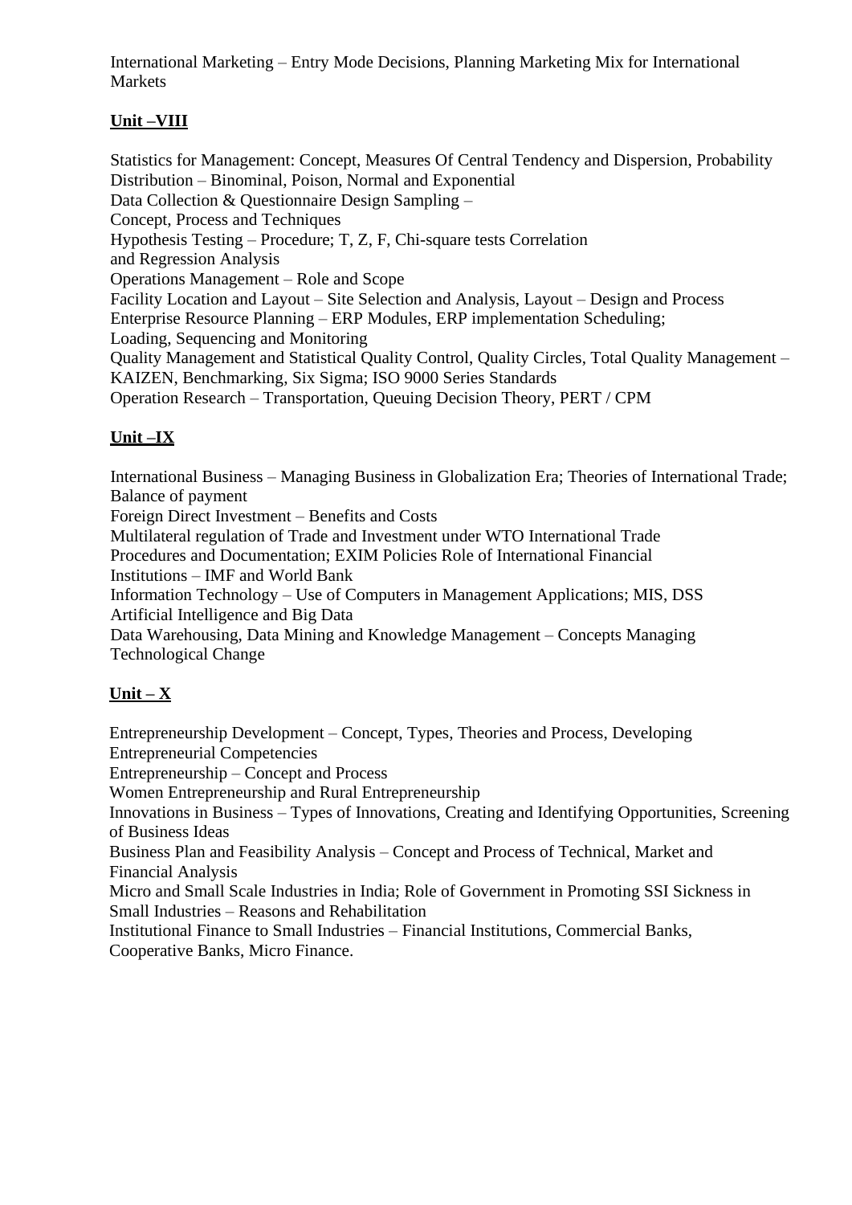International Marketing – Entry Mode Decisions, Planning Marketing Mix for International Markets

**Unit –VIII**

Statistics for Management: Concept, Measures Of Central Tendency and Dispersion, Probability Distribution – Binominal, Poison, Normal and Exponential
Data Collection & Questionnaire Design Sampling –
Concept, Process and Techniques
Hypothesis Testing – Procedure; T, Z, F, Chi-square tests Correlation
and Regression Analysis
Operations Management – Role and Scope
Facility Location and Layout – Site Selection and Analysis, Layout – Design and Process
Enterprise Resource Planning – ERP Modules, ERP implementation Scheduling;
Loading, Sequencing and Monitoring
Quality Management and Statistical Quality Control, Quality Circles, Total Quality Management – KAIZEN, Benchmarking, Six Sigma; ISO 9000 Series Standards
Operation Research – Transportation, Queuing Decision Theory, PERT / CPM

**Unit –IX**

International Business – Managing Business in Globalization Era; Theories of International Trade; Balance of payment
Foreign Direct Investment – Benefits and Costs
Multilateral regulation of Trade and Investment under WTO International Trade
Procedures and Documentation; EXIM Policies Role of International Financial
Institutions – IMF and World Bank
Information Technology – Use of Computers in Management Applications; MIS, DSS
Artificial Intelligence and Big Data
Data Warehousing, Data Mining and Knowledge Management – Concepts Managing Technological Change

**Unit – X**

Entrepreneurship Development – Concept, Types, Theories and Process, Developing Entrepreneurial Competencies
Entrepreneurship – Concept and Process
Women Entrepreneurship and Rural Entrepreneurship
Innovations in Business – Types of Innovations, Creating and Identifying Opportunities, Screening of Business Ideas
Business Plan and Feasibility Analysis – Concept and Process of Technical, Market and Financial Analysis
Micro and Small Scale Industries in India; Role of Government in Promoting SSI Sickness in Small Industries – Reasons and Rehabilitation
Institutional Finance to Small Industries – Financial Institutions, Commercial Banks, Cooperative Banks, Micro Finance.